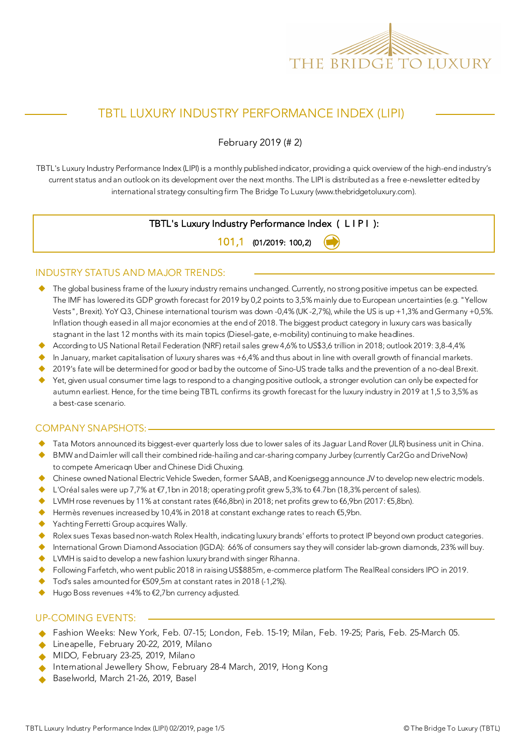THE BRIDGE TO LUXURY

# TBTL LUXURY INDUSTRY PERFORMANCE INDEX (LIPI)

February 2019 (# 2)

TBTL's Luxury Industry Performance Index (LIPI) is a monthly published indicator, providing a quick overview of the high-end industry's current status and an outlook on its development over the next months. The LIPI is distributed as a free e-newsletter edited by international strategy consulting firm The Bridge To Luxury (www.thebridgetoluxury.com).

**TBTL's Luxury Industry Performance Index ( L I P I ):**

**101,1** (01/2019: 100,2)

## INDUSTRY STATUS AND MAJOR TRENDS:

- The global business frame of the luxury industry remains unchanged. Currently, no strong positive impetus can be expected. The IMF has lowered its GDP growth forecast for 2019 by 0,2 points to 3,5% mainly due to European uncertainties (e.g. "Yellow Vests", Brexit). YoY Q3, Chinese international tourism was down -0,4% (UK -2,7%), while the US is up +1,3% and Germany +0,5%. Inflation though eased in all major economies at the end of 2018. The biggest product category in luxury cars was basically stagnant in the last 12 months with its main topics (Diesel-gate, e-mobility) continuing to make headlines.
- According to US National Retail Federation (NRF) retail sales grew 4,6% to US$3,6 trillion in 2018; outlook 2019: 3,8-4,4%
- In January, market capitalisation of luxury shares was +6,4% and thus about in line with overall growth of financial markets.
- 2019's fate will be determined for good or bad by the outcome of Sino-US trade talks and the prevention of a no-deal Brexit.
- Yet, given usual consumer time lags to respond to a changing positive outlook, a stronger evolution can only be expected for autumn earliest. Hence, for the time being TBTL confirms its growth forecast for the luxury industry in 2019 at 1,5 to 3,5% as a best-case scenario.

## COMPANY SNAPSHOTS:

- Tata Motors announced its biggest-ever quarterly loss due to lower sales of its Jaguar Land Rover (JLR) business unit in China.
- BMW and Daimler will call their combined ride-hailing and car-sharing company Jurbey (currently Car2Go and DriveNow) to compete Americaqn Uber and Chinese Didi Chuxing.
- Chinese owned National Electric Vehicle Sweden, former SAAB, and Koenigsegg announce JV to develop new electric models.
- L'Oréal sales were up 7,7% at €7,1bn in 2018; operating profit grew 5,3% to €4.7bn (18,3% percent of sales).
- LVMH rose revenues by 11% at constant rates (€46,8bn) in 2018; net profits grew to €6,9bn (2017: €5,8bn).
- Hermès revenues increased by 10,4% in 2018 at constant exchange rates to reach €5,9bn.
- Yachting Ferretti Group acquires Wally.
- Rolex sues Texas based non-watch Rolex Health, indicating luxury brands' efforts to protect IP beyond own product categories.
- International Grown Diamond Association (IGDA): 66% of consumers say they will consider lab-grown diamonds, 23% will buy.
- LVMH is said to develop a new fashion luxury brand with singer Rihanna.
- Following Farfetch, who went public 2018 in raising US$885m, e-commerce platform The RealReal considers IPO in 2019.
- Tod's sales amounted for €509,5m at constant rates in 2018 (-1,2%).
- Hugo Boss revenues +4% to €2,7bn currency adjusted.

## UP-COMING EVENTS:

- Fashion Weeks: New York, Feb. 07-15; London, Feb. 15-19; Milan, Feb. 19-25; Paris, Feb. 25-March 05.
- Lineapelle, February 20-22, 2019, Milano
- MIDO, February 23-25, 2019, Milano
- International Jewellery Show, February 28-4 March, 2019, Hong Kong
- Baselworld, March 21-26, 2019, Basel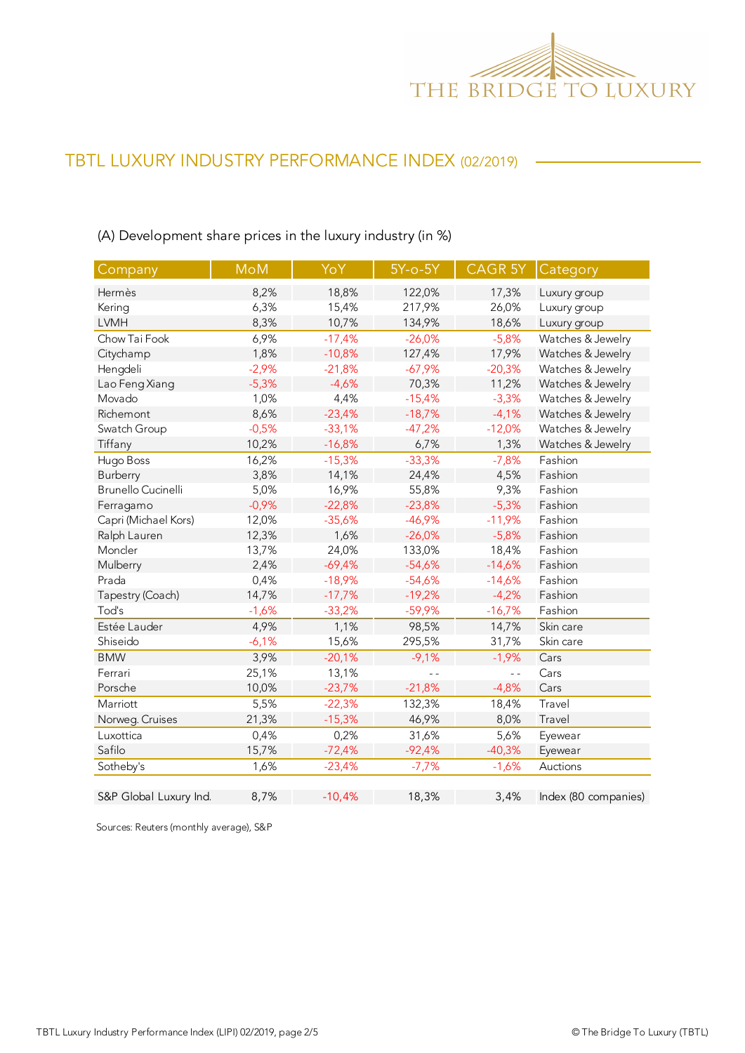## TBTL LUXURY INDUSTRY PERFORMANCE INDEX (02/2019)

(A) Development share prices in the luxury industry (in %)

| Company | MoM | YoY | 5Y-o-5Y | CAGR 5Y | Category |
|---|---|---|---|---|---|
| Hermès | 8,2% | 18,8% | 122,0% | 17,3% | Luxury group |
| Kering | 6,3% | 15,4% | 217,9% | 26,0% | Luxury group |
| LVMH | 8,3% | 10,7% | 134,9% | 18,6% | Luxury group |
| Chow Tai Fook | 6,9% | -17,4% | -26,0% | -5,8% | Watches & Jewelry |
| Citychamp | 1,8% | -10,8% | 127,4% | 17,9% | Watches & Jewelry |
| Hengdeli | -2,9% | -21,8% | -67,9% | -20,3% | Watches & Jewelry |
| Lao Feng Xiang | -5,3% | -4,6% | 70,3% | 11,2% | Watches & Jewelry |
| Movado | 1,0% | 4,4% | -15,4% | -3,3% | Watches & Jewelry |
| Richemont | 8,6% | -23,4% | -18,7% | -4,1% | Watches & Jewelry |
| Swatch Group | -0,5% | -33,1% | -47,2% | -12,0% | Watches & Jewelry |
| Tiffany | 10,2% | -16,8% | 6,7% | 1,3% | Watches & Jewelry |
| Hugo Boss | 16,2% | -15,3% | -33,3% | -7,8% | Fashion |
| Burberry | 3,8% | 14,1% | 24,4% | 4,5% | Fashion |
| Brunello Cucinelli | 5,0% | 16,9% | 55,8% | 9,3% | Fashion |
| Ferragamo | -0,9% | -22,8% | -23,8% | -5,3% | Fashion |
| Capri (Michael Kors) | 12,0% | -35,6% | -46,9% | -11,9% | Fashion |
| Ralph Lauren | 12,3% | 1,6% | -26,0% | -5,8% | Fashion |
| Moncler | 13,7% | 24,0% | 133,0% | 18,4% | Fashion |
| Mulberry | 2,4% | -69,4% | -54,6% | -14,6% | Fashion |
| Prada | 0,4% | -18,9% | -54,6% | -14,6% | Fashion |
| Tapestry (Coach) | 14,7% | -17,7% | -19,2% | -4,2% | Fashion |
| Tod's | -1,6% | -33,2% | -59,9% | -16,7% | Fashion |
| Estée Lauder | 4,9% | 1,1% | 98,5% | 14,7% | Skin care |
| Shiseido | -6,1% | 15,6% | 295,5% | 31,7% | Skin care |
| BMW | 3,9% | -20,1% | -9,1% | -1,9% | Cars |
| Ferrari | 25,1% | 13,1% | - - | - - | Cars |
| Porsche | 10,0% | -23,7% | -21,8% | -4,8% | Cars |
| Marriott | 5,5% | -22,3% | 132,3% | 18,4% | Travel |
| Norweg. Cruises | 21,3% | -15,3% | 46,9% | 8,0% | Travel |
| Luxottica | 0,4% | 0,2% | 31,6% | 5,6% | Eyewear |
| Safilo | 15,7% | -72,4% | -92,4% | -40,3% | Eyewear |
| Sotheby's | 1,6% | -23,4% | -7,7% | -1,6% | Auctions |
| S&P Global Luxury Ind. | 8,7% | -10,4% | 18,3% | 3,4% | Index (80 companies) |

Sources: Reuters (monthly average), S&P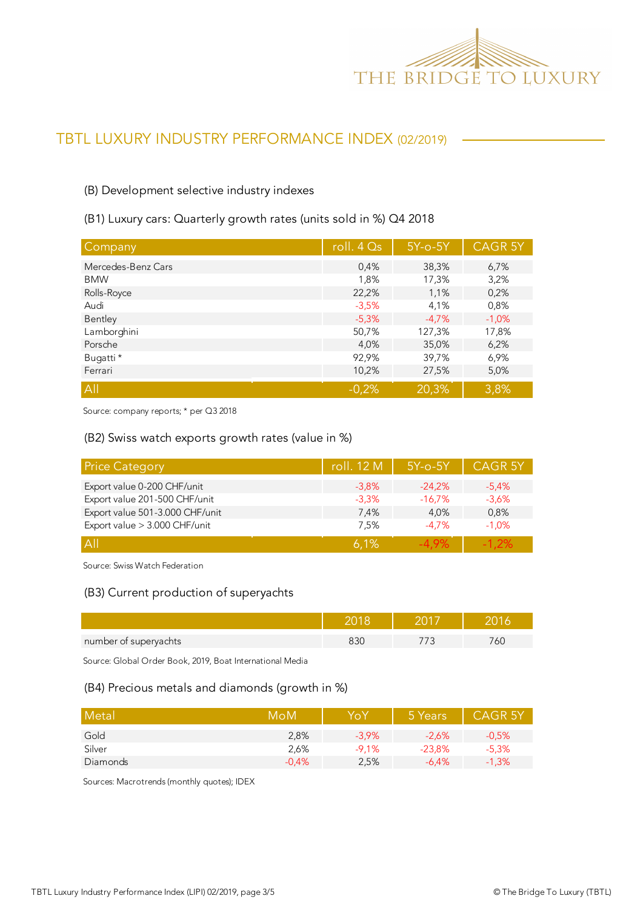## TBTL LUXURY INDUSTRY PERFORMANCE INDEX (02/2019)

### (B) Development selective industry indexes

#### (B1) Luxury cars: Quarterly growth rates (units sold in %) Q4 2018

| Company | roll. 4 Qs | 5Y-o-5Y | CAGR 5Y |
|---|---|---|---|
| Mercedes-Benz Cars | 0,4% | 38,3% | 6,7% |
| BMW | 1,8% | 17,3% | 3,2% |
| Rolls-Royce | 22,2% | 1,1% | 0,2% |
| Audi | -3,5% | 4,1% | 0,8% |
| Bentley | -5,3% | -4,7% | -1,0% |
| Lamborghini | 50,7% | 127,3% | 17,8% |
| Porsche | 4,0% | 35,0% | 6,2% |
| Bugatti * | 92,9% | 39,7% | 6,9% |
| Ferrari | 10,2% | 27,5% | 5,0% |
| All | -0,2% | 20,3% | 3,8% |

Source: company reports; * per Q3 2018

#### (B2) Swiss watch exports growth rates (value in %)

| Price Category | roll. 12 M | 5Y-o-5Y | CAGR 5Y |
|---|---|---|---|
| Export value 0-200 CHF/unit | -3,8% | -24,2% | -5,4% |
| Export value 201-500 CHF/unit | -3,3% | -16,7% | -3,6% |
| Export value 501-3.000 CHF/unit | 7,4% | 4,0% | 0,8% |
| Export value > 3.000 CHF/unit | 7,5% | -4,7% | -1,0% |
| All | 6,1% | -4,9% | -1,2% |

Source: Swiss Watch Federation

#### (B3) Current production of superyachts

| | 2018 | 2017 | 2016 |
|---|---|---|---|
| number of superyachts | 830 | 773 | 760 |

Source: Global Order Book, 2019, Boat International Media

#### (B4) Precious metals and diamonds (growth in %)

| Metal | MoM | YoY | 5 Years | CAGR 5Y |
|---|---|---|---|---|
| Gold | 2,8% | -3,9% | -2,6% | -0,5% |
| Silver | 2,6% | -9,1% | -23,8% | -5,3% |
| Diamonds | -0,4% | 2,5% | -6,4% | -1,3% |

Sources: Macrotrends (monthly quotes); IDEX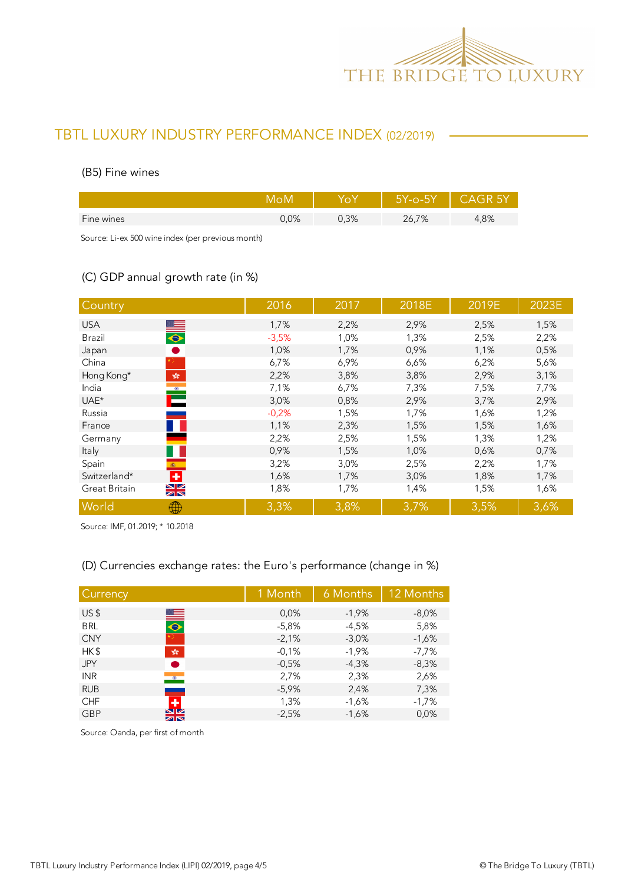## TBTL LUXURY INDUSTRY PERFORMANCE INDEX (02/2019)

### (B5) Fine wines

| | MoM | YoY | 5Y-o-5Y | CAGR 5Y |
|---|---|---|---|---|
| Fine wines | 0,0% | 0,3% | 26,7% | 4,8% |

Source: Li-ex 500 wine index (per previous month)

### (C) GDP annual growth rate (in %)

| Country | 2016 | 2017 | 2018E | 2019E | 2023E |
|---|---|---|---|---|---|
| USA | 1,7% | 2,2% | 2,9% | 2,5% | 1,5% |
| Brazil | -3,5% | 1,0% | 1,3% | 2,5% | 2,2% |
| Japan | 1,0% | 1,7% | 0,9% | 1,1% | 0,5% |
| China | 6,7% | 6,9% | 6,6% | 6,2% | 5,6% |
| Hong Kong* | 2,2% | 3,8% | 3,8% | 2,9% | 3,1% |
| India | 7,1% | 6,7% | 7,3% | 7,5% | 7,7% |
| UAE* | 3,0% | 0,8% | 2,9% | 3,7% | 2,9% |
| Russia | -0,2% | 1,5% | 1,7% | 1,6% | 1,2% |
| France | 1,1% | 2,3% | 1,5% | 1,5% | 1,6% |
| Germany | 2,2% | 2,5% | 1,5% | 1,3% | 1,2% |
| Italy | 0,9% | 1,5% | 1,0% | 0,6% | 0,7% |
| Spain | 3,2% | 3,0% | 2,5% | 2,2% | 1,7% |
| Switzerland* | 1,6% | 1,7% | 3,0% | 1,8% | 1,7% |
| Great Britain | 1,8% | 1,7% | 1,4% | 1,5% | 1,6% |
| World | 3,3% | 3,8% | 3,7% | 3,5% | 3,6% |

Source: IMF, 01.2019; * 10.2018

### (D) Currencies exchange rates: the Euro's performance (change in %)

| Currency | 1 Month | 6 Months | 12 Months |
|---|---|---|---|
| US $ | 0,0% | -1,9% | -8,0% |
| BRL | -5,8% | -4,5% | 5,8% |
| CNY | -2,1% | -3,0% | -1,6% |
| HK $ | -0,1% | -1,9% | -7,7% |
| JPY | -0,5% | -4,3% | -8,3% |
| INR | 2,7% | 2,3% | 2,6% |
| RUB | -5,9% | 2,4% | 7,3% |
| CHF | 1,3% | -1,6% | -1,7% |
| GBP | -2,5% | -1,6% | 0,0% |

Source: Oanda, per first of month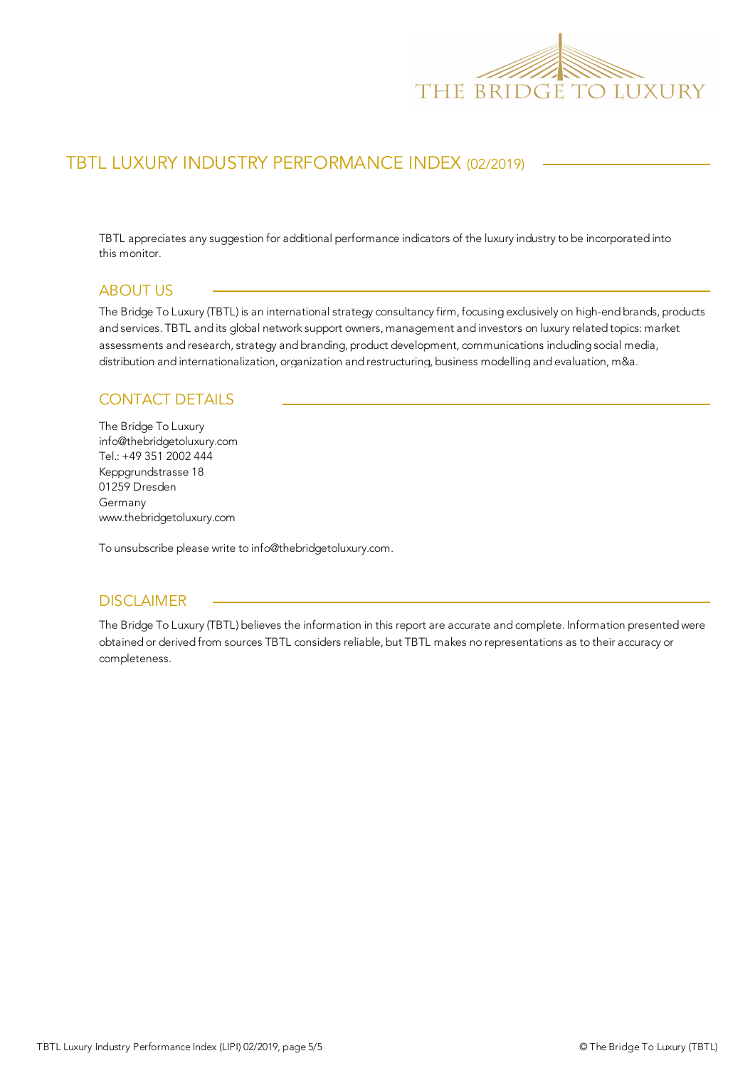# TBTL LUXURY INDUSTRY PERFORMANCE INDEX (02/2019)

TBTL appreciates any suggestion for additional performance indicators of the luxury industry to be incorporated into this monitor.

## ABOUT US

The Bridge To Luxury (TBTL) is an international strategy consultancy firm, focusing exclusively on high-end brands, products and services. TBTL and its global network support owners, management and investors on luxury related topics: market assessments and research, strategy and branding, product development, communications including social media, distribution and internationalization, organization and restructuring, business modelling and evaluation, m&a.

## CONTACT DETAILS

The Bridge To Luxury
info@thebridgetoluxury.com
Tel.: +49 351 2002 444
Keppgrundstrasse 18
01259 Dresden
Germany
www.thebridgetoluxury.com

To unsubscribe please write to info@thebridgetoluxury.com.

## DISCLAIMER

The Bridge To Luxury (TBTL) believes the information in this report are accurate and complete. Information presented were obtained or derived from sources TBTL considers reliable, but TBTL makes no representations as to their accuracy or completeness.